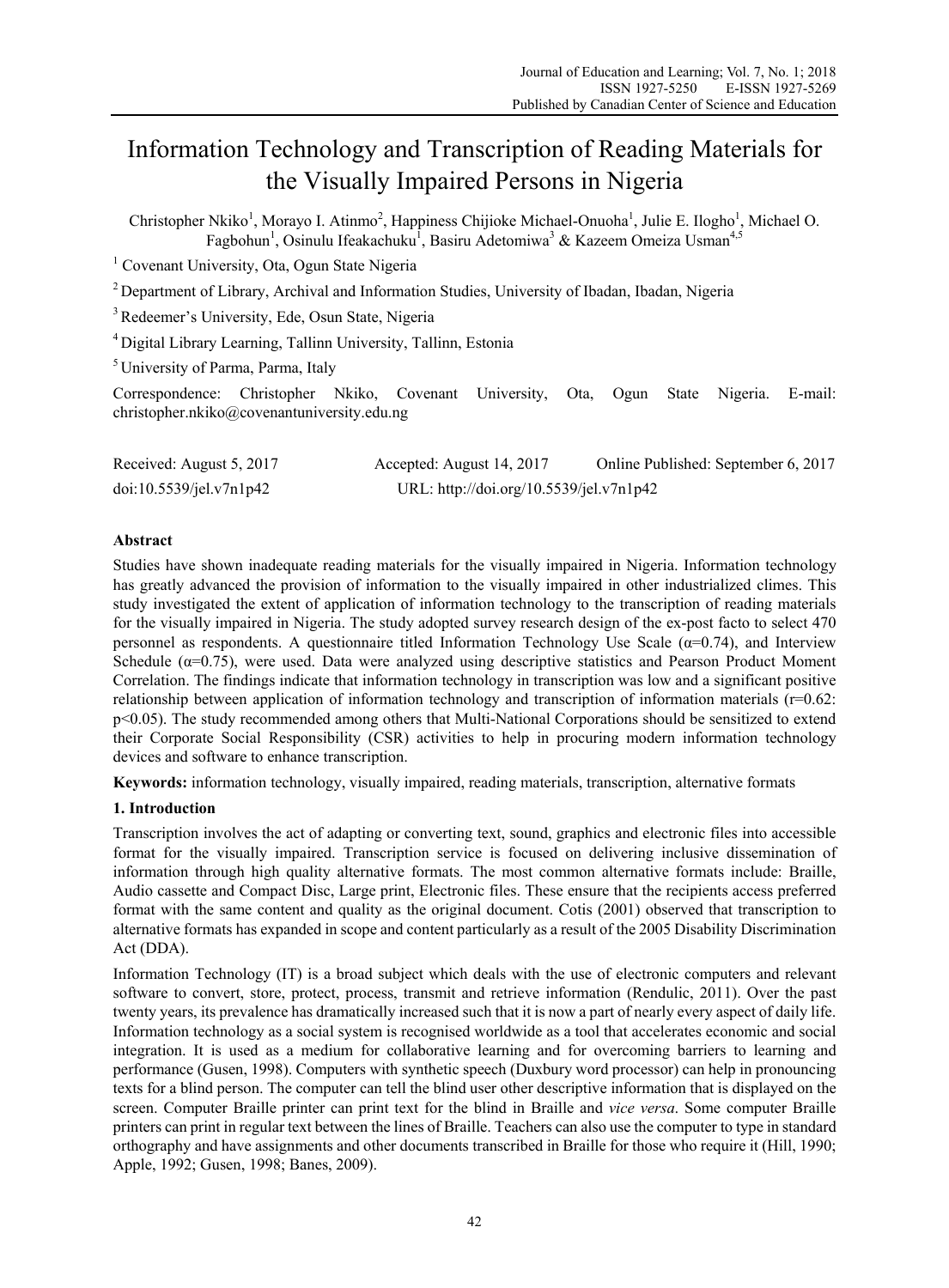# Information Technology and Transcription of Reading Materials for the Visually Impaired Persons in Nigeria

Christopher Nkiko[1], Morayo I. Atinmo[2], Happiness Chijioke Michael-Onuoha[1], Julie E. Ilogho[1], Michael O. Fagbohun[1], Osinulu Ifeakachuku[1], Basiru Adetomiwa[3] & Kazeem Omeiza Usman[4,5]

[1] Covenant University, Ota, Ogun State Nigeria

[2] Department of Library, Archival and Information Studies, University of Ibadan, Ibadan, Nigeria

[3] Redeemer's University, Ede, Osun State, Nigeria

[4] Digital Library Learning, Tallinn University, Tallinn, Estonia

[5] University of Parma, Parma, Italy

Correspondence: Christopher Nkiko, Covenant University, Ota, Ogun State Nigeria. E-mail: christopher.nkiko@covenantuniversity.edu.ng

Received: August 5, 2017 Accepted: August 14, 2017 Online Published: September 6, 2017

doi:10.5539/jel.v7n1p42 URL: http://doi.org/10.5539/jel.v7n1p42

## Abstract

Studies have shown inadequate reading materials for the visually impaired in Nigeria. Information technology has greatly advanced the provision of information to the visually impaired in other industrialized climes. This study investigated the extent of application of information technology to the transcription of reading materials for the visually impaired in Nigeria. The study adopted survey research design of the ex-post facto to select 470 personnel as respondents. A questionnaire titled Information Technology Use Scale ($\alpha=0.74$), and Interview Schedule ($\alpha=0.75$), were used. Data were analyzed using descriptive statistics and Pearson Product Moment Correlation. The findings indicate that information technology in transcription was low and a significant positive relationship between application of information technology and transcription of information materials ($r=0.62$: $p<0.05$). The study recommended among others that Multi-National Corporations should be sensitized to extend their Corporate Social Responsibility (CSR) activities to help in procuring modern information technology devices and software to enhance transcription.

**Keywords:** information technology, visually impaired, reading materials, transcription, alternative formats

## 1. Introduction

Transcription involves the act of adapting or converting text, sound, graphics and electronic files into accessible format for the visually impaired. Transcription service is focused on delivering inclusive dissemination of information through high quality alternative formats. The most common alternative formats include: Braille, Audio cassette and Compact Disc, Large print, Electronic files. These ensure that the recipients access preferred format with the same content and quality as the original document. Cotis (2001) observed that transcription to alternative formats has expanded in scope and content particularly as a result of the 2005 Disability Discrimination Act (DDA).

Information Technology (IT) is a broad subject which deals with the use of electronic computers and relevant software to convert, store, protect, process, transmit and retrieve information (Rendulic, 2011). Over the past twenty years, its prevalence has dramatically increased such that it is now a part of nearly every aspect of daily life. Information technology as a social system is recognised worldwide as a tool that accelerates economic and social integration. It is used as a medium for collaborative learning and for overcoming barriers to learning and performance (Gusen, 1998). Computers with synthetic speech (Duxbury word processor) can help in pronouncing texts for a blind person. The computer can tell the blind user other descriptive information that is displayed on the screen. Computer Braille printer can print text for the blind in Braille and *vice versa*. Some computer Braille printers can print in regular text between the lines of Braille. Teachers can also use the computer to type in standard orthography and have assignments and other documents transcribed in Braille for those who require it (Hill, 1990; Apple, 1992; Gusen, 1998; Banes, 2009).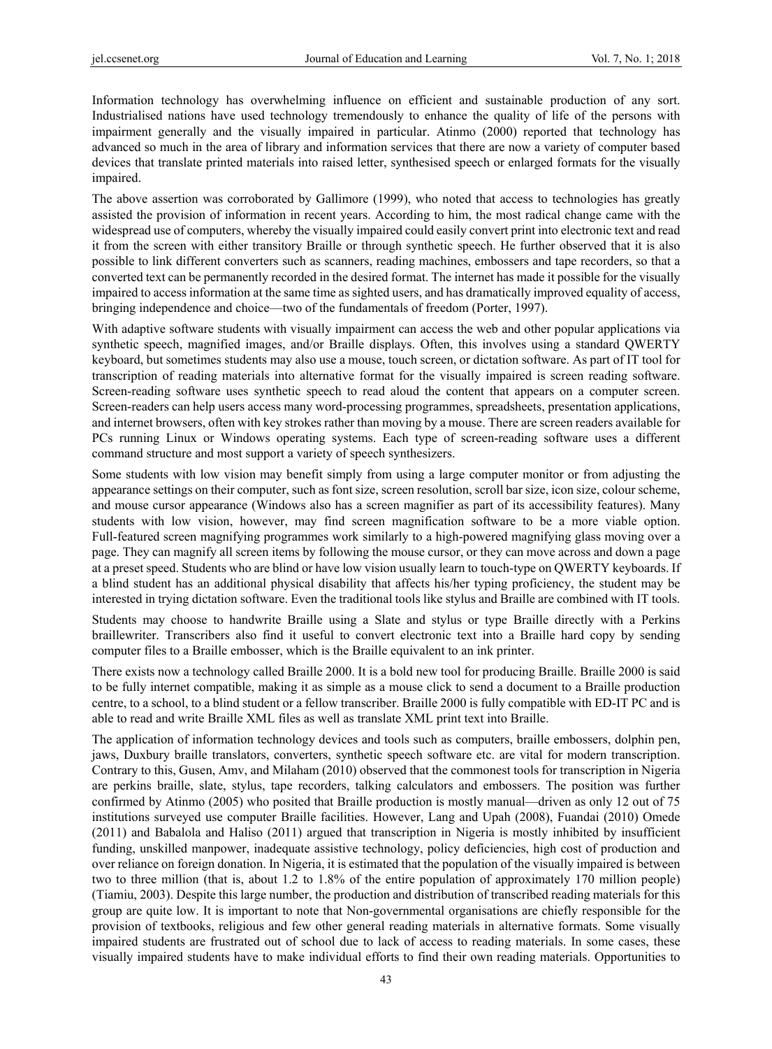Information technology has overwhelming influence on efficient and sustainable production of any sort. Industrialised nations have used technology tremendously to enhance the quality of life of the persons with impairment generally and the visually impaired in particular. Atinmo (2000) reported that technology has advanced so much in the area of library and information services that there are now a variety of computer based devices that translate printed materials into raised letter, synthesised speech or enlarged formats for the visually impaired.

The above assertion was corroborated by Gallimore (1999), who noted that access to technologies has greatly assisted the provision of information in recent years. According to him, the most radical change came with the widespread use of computers, whereby the visually impaired could easily convert print into electronic text and read it from the screen with either transitory Braille or through synthetic speech. He further observed that it is also possible to link different converters such as scanners, reading machines, embossers and tape recorders, so that a converted text can be permanently recorded in the desired format. The internet has made it possible for the visually impaired to access information at the same time as sighted users, and has dramatically improved equality of access, bringing independence and choice—two of the fundamentals of freedom (Porter, 1997).

With adaptive software students with visually impairment can access the web and other popular applications via synthetic speech, magnified images, and/or Braille displays. Often, this involves using a standard QWERTY keyboard, but sometimes students may also use a mouse, touch screen, or dictation software. As part of IT tool for transcription of reading materials into alternative format for the visually impaired is screen reading software. Screen-reading software uses synthetic speech to read aloud the content that appears on a computer screen. Screen-readers can help users access many word-processing programmes, spreadsheets, presentation applications, and internet browsers, often with key strokes rather than moving by a mouse. There are screen readers available for PCs running Linux or Windows operating systems. Each type of screen-reading software uses a different command structure and most support a variety of speech synthesizers.

Some students with low vision may benefit simply from using a large computer monitor or from adjusting the appearance settings on their computer, such as font size, screen resolution, scroll bar size, icon size, colour scheme, and mouse cursor appearance (Windows also has a screen magnifier as part of its accessibility features). Many students with low vision, however, may find screen magnification software to be a more viable option. Full-featured screen magnifying programmes work similarly to a high-powered magnifying glass moving over a page. They can magnify all screen items by following the mouse cursor, or they can move across and down a page at a preset speed. Students who are blind or have low vision usually learn to touch-type on QWERTY keyboards. If a blind student has an additional physical disability that affects his/her typing proficiency, the student may be interested in trying dictation software. Even the traditional tools like stylus and Braille are combined with IT tools.

Students may choose to handwrite Braille using a Slate and stylus or type Braille directly with a Perkins braillewriter. Transcribers also find it useful to convert electronic text into a Braille hard copy by sending computer files to a Braille embosser, which is the Braille equivalent to an ink printer.

There exists now a technology called Braille 2000. It is a bold new tool for producing Braille. Braille 2000 is said to be fully internet compatible, making it as simple as a mouse click to send a document to a Braille production centre, to a school, to a blind student or a fellow transcriber. Braille 2000 is fully compatible with ED-IT PC and is able to read and write Braille XML files as well as translate XML print text into Braille.

The application of information technology devices and tools such as computers, braille embossers, dolphin pen, jaws, Duxbury braille translators, converters, synthetic speech software etc. are vital for modern transcription. Contrary to this, Gusen, Amv, and Milaham (2010) observed that the commonest tools for transcription in Nigeria are perkins braille, slate, stylus, tape recorders, talking calculators and embossers. The position was further confirmed by Atinmo (2005) who posited that Braille production is mostly manual—driven as only 12 out of 75 institutions surveyed use computer Braille facilities. However, Lang and Upah (2008), Fuandai (2010) Omede (2011) and Babalola and Haliso (2011) argued that transcription in Nigeria is mostly inhibited by insufficient funding, unskilled manpower, inadequate assistive technology, policy deficiencies, high cost of production and over reliance on foreign donation. In Nigeria, it is estimated that the population of the visually impaired is between two to three million (that is, about 1.2 to 1.8% of the entire population of approximately 170 million people) (Tiamiu, 2003). Despite this large number, the production and distribution of transcribed reading materials for this group are quite low. It is important to note that Non-governmental organisations are chiefly responsible for the provision of textbooks, religious and few other general reading materials in alternative formats. Some visually impaired students are frustrated out of school due to lack of access to reading materials. In some cases, these visually impaired students have to make individual efforts to find their own reading materials. Opportunities to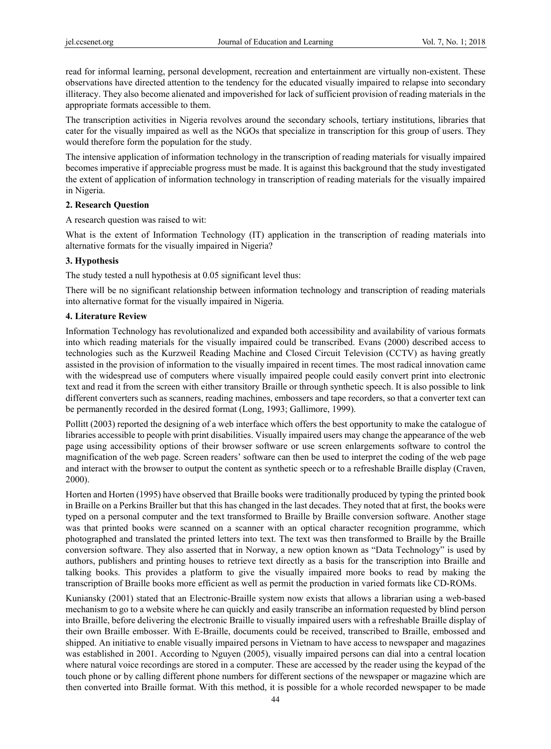read for informal learning, personal development, recreation and entertainment are virtually non-existent. These observations have directed attention to the tendency for the educated visually impaired to relapse into secondary illiteracy. They also become alienated and impoverished for lack of sufficient provision of reading materials in the appropriate formats accessible to them.

The transcription activities in Nigeria revolves around the secondary schools, tertiary institutions, libraries that cater for the visually impaired as well as the NGOs that specialize in transcription for this group of users. They would therefore form the population for the study.

The intensive application of information technology in the transcription of reading materials for visually impaired becomes imperative if appreciable progress must be made. It is against this background that the study investigated the extent of application of information technology in transcription of reading materials for the visually impaired in Nigeria.

## 2. Research Question

A research question was raised to wit:

What is the extent of Information Technology (IT) application in the transcription of reading materials into alternative formats for the visually impaired in Nigeria?

## 3. Hypothesis

The study tested a null hypothesis at 0.05 significant level thus:

There will be no significant relationship between information technology and transcription of reading materials into alternative format for the visually impaired in Nigeria.

## 4. Literature Review

Information Technology has revolutionalized and expanded both accessibility and availability of various formats into which reading materials for the visually impaired could be transcribed. Evans (2000) described access to technologies such as the Kurzweil Reading Machine and Closed Circuit Television (CCTV) as having greatly assisted in the provision of information to the visually impaired in recent times. The most radical innovation came with the widespread use of computers where visually impaired people could easily convert print into electronic text and read it from the screen with either transitory Braille or through synthetic speech. It is also possible to link different converters such as scanners, reading machines, embossers and tape recorders, so that a converter text can be permanently recorded in the desired format (Long, 1993; Gallimore, 1999).

Pollitt (2003) reported the designing of a web interface which offers the best opportunity to make the catalogue of libraries accessible to people with print disabilities. Visually impaired users may change the appearance of the web page using accessibility options of their browser software or use screen enlargements software to control the magnification of the web page. Screen readers' software can then be used to interpret the coding of the web page and interact with the browser to output the content as synthetic speech or to a refreshable Braille display (Craven, 2000).

Horten and Horten (1995) have observed that Braille books were traditionally produced by typing the printed book in Braille on a Perkins Brailler but that this has changed in the last decades. They noted that at first, the books were typed on a personal computer and the text transformed to Braille by Braille conversion software. Another stage was that printed books were scanned on a scanner with an optical character recognition programme, which photographed and translated the printed letters into text. The text was then transformed to Braille by the Braille conversion software. They also asserted that in Norway, a new option known as "Data Technology" is used by authors, publishers and printing houses to retrieve text directly as a basis for the transcription into Braille and talking books. This provides a platform to give the visually impaired more books to read by making the transcription of Braille books more efficient as well as permit the production in varied formats like CD-ROMs.

Kuniansky (2001) stated that an Electronic-Braille system now exists that allows a librarian using a web-based mechanism to go to a website where he can quickly and easily transcribe an information requested by blind person into Braille, before delivering the electronic Braille to visually impaired users with a refreshable Braille display of their own Braille embosser. With E-Braille, documents could be received, transcribed to Braille, embossed and shipped. An initiative to enable visually impaired persons in Vietnam to have access to newspaper and magazines was established in 2001. According to Nguyen (2005), visually impaired persons can dial into a central location where natural voice recordings are stored in a computer. These are accessed by the reader using the keypad of the touch phone or by calling different phone numbers for different sections of the newspaper or magazine which are then converted into Braille format. With this method, it is possible for a whole recorded newspaper to be made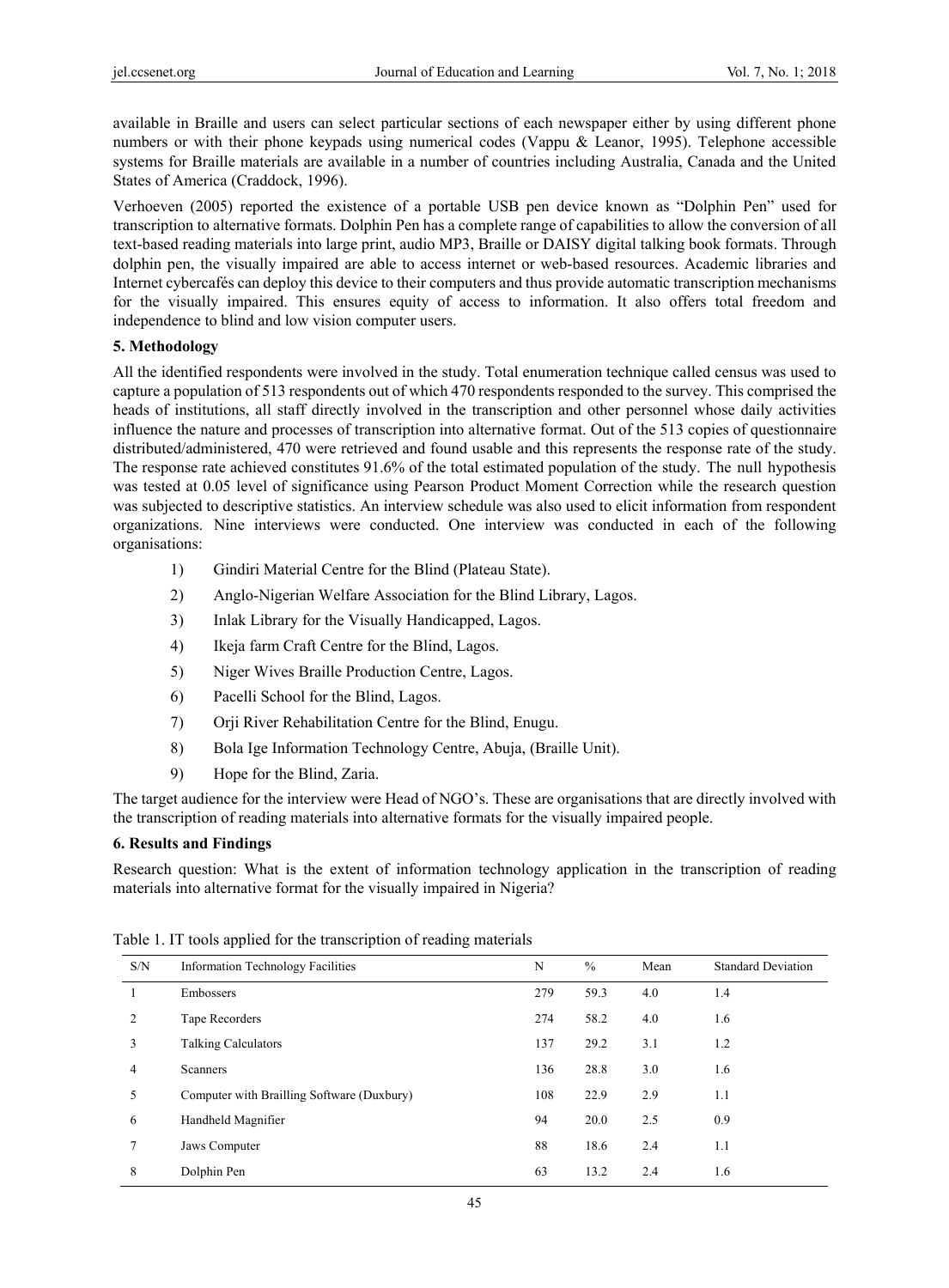available in Braille and users can select particular sections of each newspaper either by using different phone numbers or with their phone keypads using numerical codes (Vappu & Leanor, 1995). Telephone accessible systems for Braille materials are available in a number of countries including Australia, Canada and the United States of America (Craddock, 1996).

Verhoeven (2005) reported the existence of a portable USB pen device known as "Dolphin Pen" used for transcription to alternative formats. Dolphin Pen has a complete range of capabilities to allow the conversion of all text-based reading materials into large print, audio MP3, Braille or DAISY digital talking book formats. Through dolphin pen, the visually impaired are able to access internet or web-based resources. Academic libraries and Internet cybercafés can deploy this device to their computers and thus provide automatic transcription mechanisms for the visually impaired. This ensures equity of access to information. It also offers total freedom and independence to blind and low vision computer users.

## 5. Methodology

All the identified respondents were involved in the study. Total enumeration technique called census was used to capture a population of 513 respondents out of which 470 respondents responded to the survey. This comprised the heads of institutions, all staff directly involved in the transcription and other personnel whose daily activities influence the nature and processes of transcription into alternative format. Out of the 513 copies of questionnaire distributed/administered, 470 were retrieved and found usable and this represents the response rate of the study. The response rate achieved constitutes 91.6% of the total estimated population of the study. The null hypothesis was tested at 0.05 level of significance using Pearson Product Moment Correction while the research question was subjected to descriptive statistics. An interview schedule was also used to elicit information from respondent organizations. Nine interviews were conducted. One interview was conducted in each of the following organisations:

1) Gindiri Material Centre for the Blind (Plateau State).
2) Anglo-Nigerian Welfare Association for the Blind Library, Lagos.
3) Inlak Library for the Visually Handicapped, Lagos.
4) Ikeja farm Craft Centre for the Blind, Lagos.
5) Niger Wives Braille Production Centre, Lagos.
6) Pacelli School for the Blind, Lagos.
7) Orji River Rehabilitation Centre for the Blind, Enugu.
8) Bola Ige Information Technology Centre, Abuja, (Braille Unit).
9) Hope for the Blind, Zaria.

The target audience for the interview were Head of NGO's. These are organisations that are directly involved with the transcription of reading materials into alternative formats for the visually impaired people.

## 6. Results and Findings

Research question: What is the extent of information technology application in the transcription of reading materials into alternative format for the visually impaired in Nigeria?

Table 1. IT tools applied for the transcription of reading materials

| S/N | Information Technology Facilities | N | % | Mean | Standard Deviation |
|---|---|---|---|---|---|
| 1 | Embossers | 279 | 59.3 | 4.0 | 1.4 |
| 2 | Tape Recorders | 274 | 58.2 | 4.0 | 1.6 |
| 3 | Talking Calculators | 137 | 29.2 | 3.1 | 1.2 |
| 4 | Scanners | 136 | 28.8 | 3.0 | 1.6 |
| 5 | Computer with Brailling Software (Duxbury) | 108 | 22.9 | 2.9 | 1.1 |
| 6 | Handheld Magnifier | 94 | 20.0 | 2.5 | 0.9 |
| 7 | Jaws Computer | 88 | 18.6 | 2.4 | 1.1 |
| 8 | Dolphin Pen | 63 | 13.2 | 2.4 | 1.6 |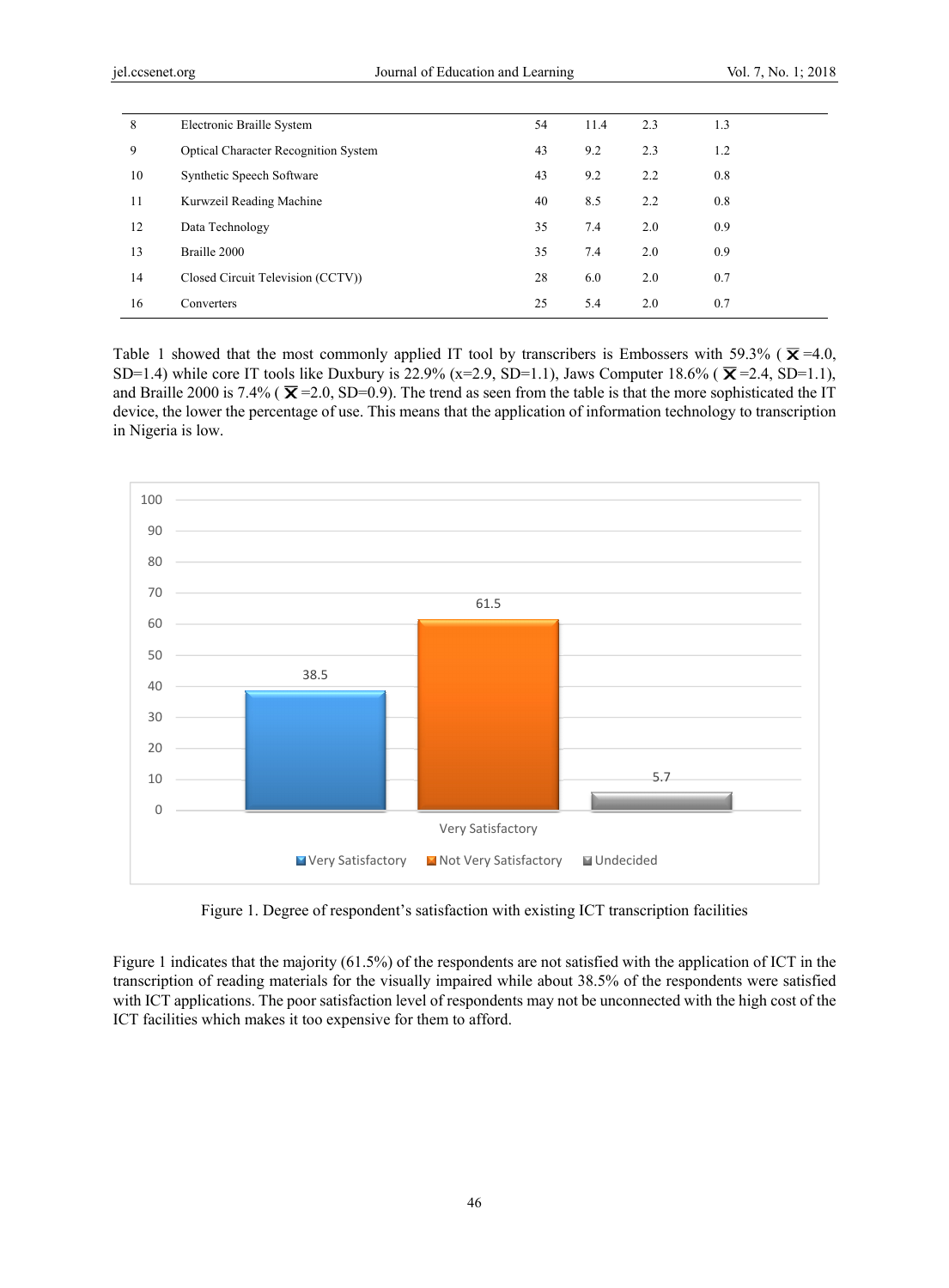| | | | | | |
|---|---|---|---|---|---|
| 8 | Electronic Braille System | 54 | 11.4 | 2.3 | 1.3 |
| 9 | Optical Character Recognition System | 43 | 9.2 | 2.3 | 1.2 |
| 10 | Synthetic Speech Software | 43 | 9.2 | 2.2 | 0.8 |
| 11 | Kurwzeil Reading Machine | 40 | 8.5 | 2.2 | 0.8 |
| 12 | Data Technology | 35 | 7.4 | 2.0 | 0.9 |
| 13 | Braille 2000 | 35 | 7.4 | 2.0 | 0.9 |
| 14 | Closed Circuit Television (CCTV)) | 28 | 6.0 | 2.0 | 0.7 |
| 16 | Converters | 25 | 5.4 | 2.0 | 0.7 |

Table 1 showed that the most commonly applied IT tool by transcribers is Embossers with 59.3% ( $\bar{X}$ =4.0, SD=1.4) while core IT tools like Duxbury is 22.9% (x=2.9, SD=1.1), Jaws Computer 18.6% ( $\bar{X}$ =2.4, SD=1.1), and Braille 2000 is 7.4% ( $\bar{X}$ =2.0, SD=0.9). The trend as seen from the table is that the more sophisticated the IT device, the lower the percentage of use. This means that the application of information technology to transcription in Nigeria is low.

Figure 1. Degree of respondent's satisfaction with existing ICT transcription facilities

Figure 1 indicates that the majority (61.5%) of the respondents are not satisfied with the application of ICT in the transcription of reading materials for the visually impaired while about 38.5% of the respondents were satisfied with ICT applications. The poor satisfaction level of respondents may not be unconnected with the high cost of the ICT facilities which makes it too expensive for them to afford.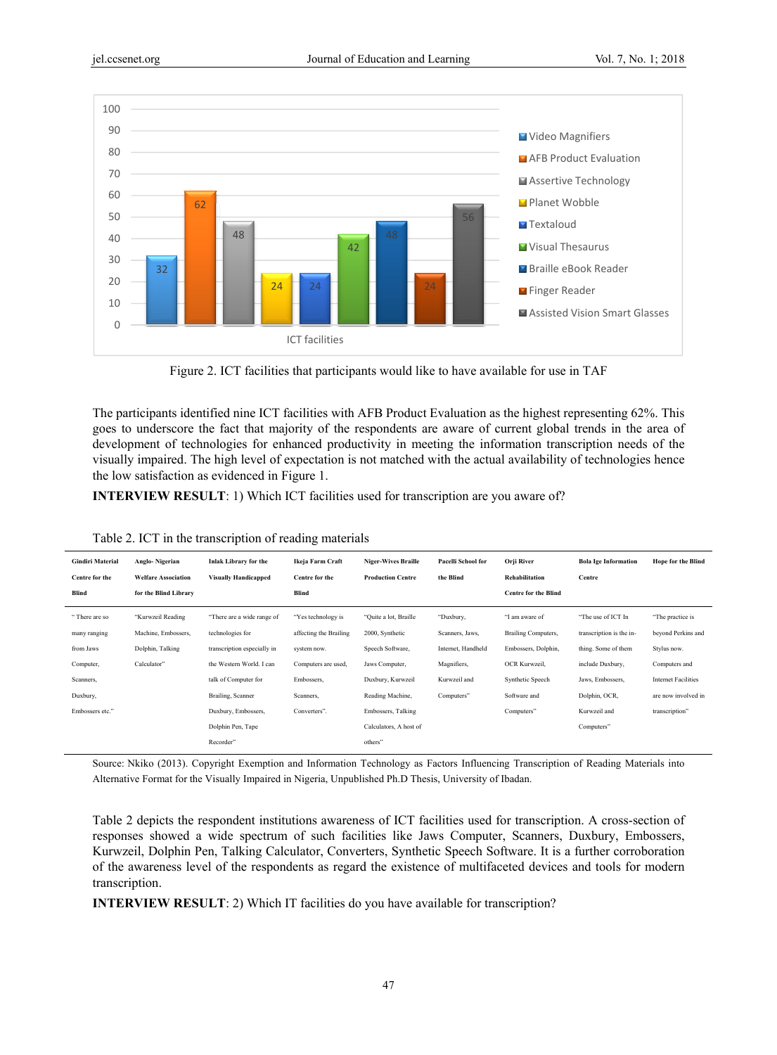Figure 2. ICT facilities that participants would like to have available for use in TAF

The participants identified nine ICT facilities with AFB Product Evaluation as the highest representing 62%. This goes to underscore the fact that majority of the respondents are aware of current global trends in the area of development of technologies for enhanced productivity in meeting the information transcription needs of the visually impaired. The high level of expectation is not matched with the actual availability of technologies hence the low satisfaction as evidenced in Figure 1.

**INTERVIEW RESULT**: 1) Which ICT facilities used for transcription are you aware of?

Table 2. ICT in the transcription of reading materials

| Gindiri Material Centre for the Blind | Anglo- Nigerian Welfare Association for the Blind Library | Inlak Library for the Visually Handicapped | Ikeja Farm Craft Centre for the Blind | Niger-Wives Braille Production Centre | Pacelli School for the Blind | Orji River Rehabilitation Centre for the Blind | Bola Ige Information Centre | Hope for the Blind |
|---|---|---|---|---|---|---|---|---|
| " There are so many ranging from Jaws Computer, Scanners, Duxbury, Embossers etc." | "Kurwzeil Reading Machine, Embossers, Dolphin, Talking Calculator" | "There are a wide range of technologies for transcription especially in the Western World. I can talk of Computer for Brailing, Scanner Duxbury, Embossers, Dolphin Pen, Tape Recorder" | "Yes technology is affecting the Brailing system now. Computers are used, Embossers, Scanners, Converters". | "Quite a lot, Braille 2000, Synthetic Speech Software, Jaws Computer, Duxbury, Kurwzeil Reading Machine, Embossers, Talking Calculators, A host of others" | "Duxbury, Scanners, Jaws, Internet, Handheld Magnifiers, Kurwzeil and Computers" | "I am aware of Brailing Computers, Embossers, Dolphin, OCR Kurwzeil, Synthetic Speech Software and Computers" | "The use of ICT In transcription is the in-thing. Some of them include Duxbury, Jaws, Embossers, Dolphin, OCR, Kurwzeil and Computers" | "The practice is beyond Perkins and Stylus now. Computers and Internet Facilities are now involved in transcription" |

Source: Nkiko (2013). Copyright Exemption and Information Technology as Factors Influencing Transcription of Reading Materials into Alternative Format for the Visually Impaired in Nigeria, Unpublished Ph.D Thesis, University of Ibadan.

Table 2 depicts the respondent institutions awareness of ICT facilities used for transcription. A cross-section of responses showed a wide spectrum of such facilities like Jaws Computer, Scanners, Duxbury, Embossers, Kurwzeil, Dolphin Pen, Talking Calculator, Converters, Synthetic Speech Software. It is a further corroboration of the awareness level of the respondents as regard the existence of multifaceted devices and tools for modern transcription.

**INTERVIEW RESULT**: 2) Which IT facilities do you have available for transcription?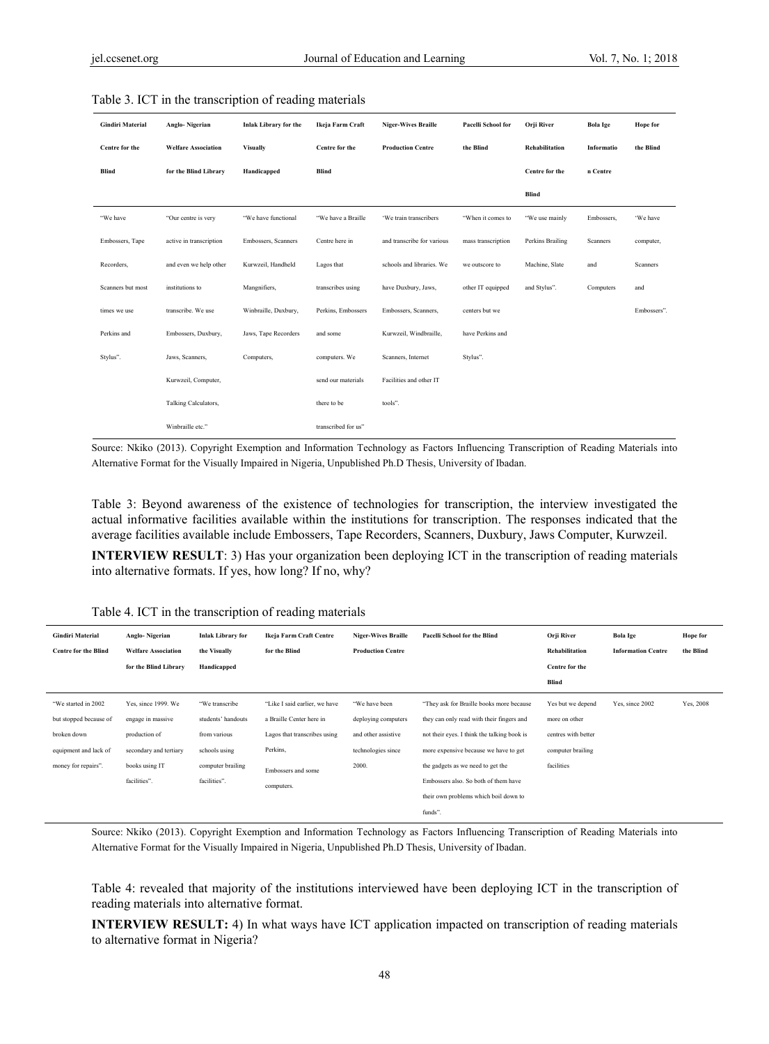Table 3. ICT in the transcription of reading materials

| Gindiri Material Centre for the Blind | Anglo- Nigerian Welfare Association for the Blind Library | Inlak Library for the Visually Handicapped | Ikeja Farm Craft Centre for the Blind | Niger-Wives Braille Production Centre | Pacelli School for the Blind | Orji River Rehabilitation Centre for the Blind | Bola Ige Information Centre | Hope for the Blind |
|---|---|---|---|---|---|---|---|---|
| "We have Embossers, Tape Recorders, Scanners but most times we use Perkins and Stylus". | "Our centre is very active in transcription and even we help other institutions to transcribe. We use Embossers, Duxbury, Jaws, Scanners, Kurwzeil, Computer, Talking Calculators, Winbraille etc." | "We have functional Embossers, Scanners Kurwzeil, Handheld Mangnifiers, Winbraille, Duxbury, Jaws, Tape Recorders Computers, | "We have a Braille Centre here in Lagos that transcribes using Perkins, Embossers and some computers. We send our materials there to be transcribed for us" | 'We train transcribers and transcribe for various schools and libraries. We have Duxbury, Jaws, Embossers, Scanners, Kurwzeil, Windbraille, Scanners, Internet Facilities and other IT tools". | "When it comes to mass transcription we outscore to other IT equipped centers but we have Perkins and Stylus". | "We use mainly Perkins Brailing Machine, Slate and Stylus". | Embossers, Scanners and Computers | 'We have computer, Scanners and Embossers". |

Source: Nkiko (2013). Copyright Exemption and Information Technology as Factors Influencing Transcription of Reading Materials into Alternative Format for the Visually Impaired in Nigeria, Unpublished Ph.D Thesis, University of Ibadan.

Table 3: Beyond awareness of the existence of technologies for transcription, the interview investigated the actual informative facilities available within the institutions for transcription. The responses indicated that the average facilities available include Embossers, Tape Recorders, Scanners, Duxbury, Jaws Computer, Kurwzeil.

**INTERVIEW RESULT**: 3) Has your organization been deploying ICT in the transcription of reading materials into alternative formats. If yes, how long? If no, why?

Table 4. ICT in the transcription of reading materials

| Gindiri Material Centre for the Blind | Anglo- Nigerian Welfare Association for the Blind Library | Inlak Library for the Visually Handicapped | Ikeja Farm Craft Centre for the Blind | Niger-Wives Braille Production Centre | Pacelli School for the Blind | Orji River Rehabilitation Centre for the Blind | Bola Ige Information Centre | Hope for the Blind |
|---|---|---|---|---|---|---|---|---|
| "We started in 2002 but stopped because of broken down equipment and lack of money for repairs". | Yes, since 1999. We engage in massive production of secondary and tertiary books using IT facilities". | "We transcribe students' handouts from various schools using computer brailing facilities". | "Like I said earlier, we have a Braille Center here in Lagos that transcribes using Perkins, Embossers and some computers. | "We have been deploying computers and other assistive technologies since 2000. | "They ask for Braille books more because they can only read with their fingers and not their eyes. I think the talking book is more expensive because we have to get the gadgets as we need to get the Embossers also. So both of them have their own problems which boil down to funds". | Yes but we depend more on other centres with better computer brailing facilities | Yes, since 2002 | Yes, 2008 |

Source: Nkiko (2013). Copyright Exemption and Information Technology as Factors Influencing Transcription of Reading Materials into Alternative Format for the Visually Impaired in Nigeria, Unpublished Ph.D Thesis, University of Ibadan.

Table 4: revealed that majority of the institutions interviewed have been deploying ICT in the transcription of reading materials into alternative format.

**INTERVIEW RESULT:** 4) In what ways have ICT application impacted on transcription of reading materials to alternative format in Nigeria?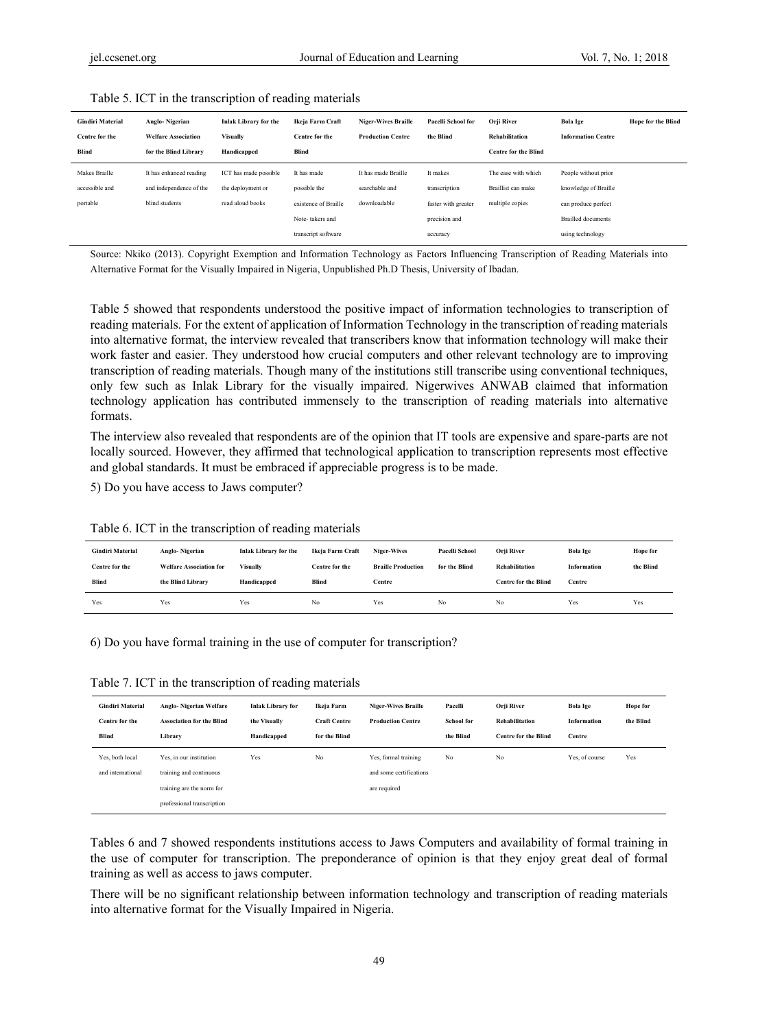Table 5. ICT in the transcription of reading materials

| Gindiri Material Centre for the Blind | Anglo- Nigerian Welfare Association for the Blind Library | Inlak Library for the Visually Handicapped | Ikeja Farm Craft Centre for the Blind | Niger-Wives Braille Production Centre | Pacelli School for the Blind | Orji River Rehabilitation Centre for the Blind | Bola Ige Information Centre | Hope for the Blind |
|---|---|---|---|---|---|---|---|---|
| Makes Braille accessible and portable | It has enhanced reading and independence of the blind students | ICT has made possible the deployment or read aloud books | It has made possible the existence of Braille Note- takers and transcript software | It has made Braille searchable and downloadable | It makes transcription faster with greater precision and accuracy | The ease with which Braillist can make multiple copies | People without prior knowledge of Braille can produce perfect Brailled documents using technology | |

Source: Nkiko (2013). Copyright Exemption and Information Technology as Factors Influencing Transcription of Reading Materials into Alternative Format for the Visually Impaired in Nigeria, Unpublished Ph.D Thesis, University of Ibadan.

Table 5 showed that respondents understood the positive impact of information technologies to transcription of reading materials. For the extent of application of Information Technology in the transcription of reading materials into alternative format, the interview revealed that transcribers know that information technology will make their work faster and easier. They understood how crucial computers and other relevant technology are to improving transcription of reading materials. Though many of the institutions still transcribe using conventional techniques, only few such as Inlak Library for the visually impaired. Nigerwives ANWAB claimed that information technology application has contributed immensely to the transcription of reading materials into alternative formats.

The interview also revealed that respondents are of the opinion that IT tools are expensive and spare-parts are not locally sourced. However, they affirmed that technological application to transcription represents most effective and global standards. It must be embraced if appreciable progress is to be made.

5) Do you have access to Jaws computer?

Table 6. ICT in the transcription of reading materials

| Gindiri Material Centre for the Blind | Anglo- Nigerian Welfare Association for the Blind Library | Inlak Library for the Visually Handicapped | Ikeja Farm Craft Centre for the Blind | Niger-Wives Braille Production Centre | Pacelli School for the Blind | Orji River Rehabilitation Centre for the Blind | Bola Ige Information Centre | Hope for the Blind |
|---|---|---|---|---|---|---|---|---|
| Yes | Yes | Yes | No | Yes | No | No | Yes | Yes |

6) Do you have formal training in the use of computer for transcription?

Table 7. ICT in the transcription of reading materials

| Gindiri Material Centre for the Blind | Anglo- Nigerian Welfare Association for the Blind Library | Inlak Library for the Visually Handicapped | Ikeja Farm Craft Centre for the Blind | Niger-Wives Braille Production Centre | Pacelli School for the Blind | Orji River Rehabilitation Centre for the Blind | Bola Ige Information Centre | Hope for the Blind |
|---|---|---|---|---|---|---|---|---|
| Yes, both local and international | Yes, in our institution training and continuous training are the norm for professional transcription | Yes | No | Yes, formal training and some certifications are required | No | No | Yes, of course | Yes |

Tables 6 and 7 showed respondents institutions access to Jaws Computers and availability of formal training in the use of computer for transcription. The preponderance of opinion is that they enjoy great deal of formal training as well as access to jaws computer.

There will be no significant relationship between information technology and transcription of reading materials into alternative format for the Visually Impaired in Nigeria.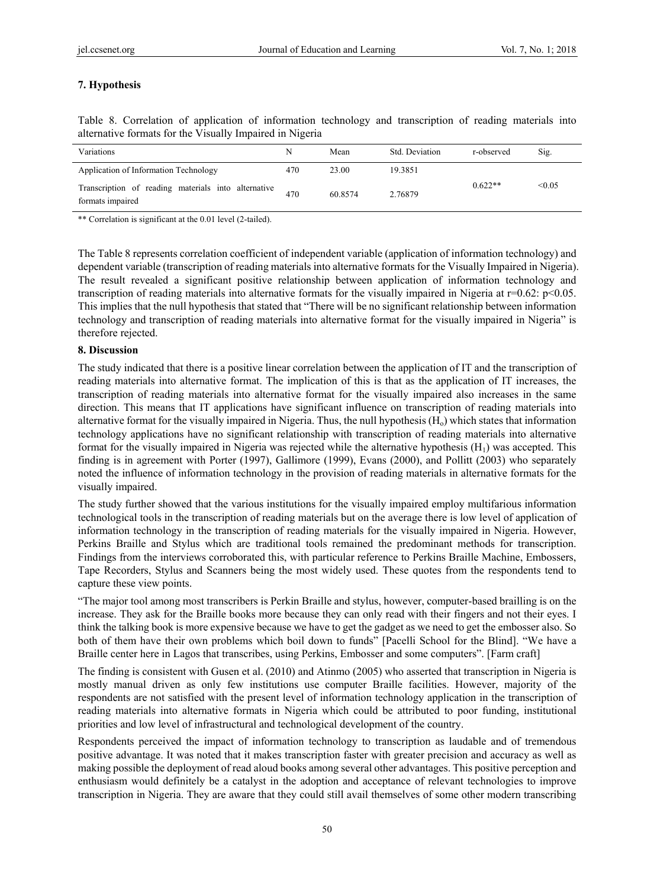## 7. Hypothesis

Table 8. Correlation of application of information technology and transcription of reading materials into alternative formats for the Visually Impaired in Nigeria

| Variations | N | Mean | Std. Deviation | r-observed | Sig. |
|---|---|---|---|---|---|
| Application of Information Technology | 470 | 23.00 | 19.3851 | 0.622** | <0.05 |
| Transcription of reading materials into alternative formats impaired | 470 | 60.8574 | 2.76879 | | |

** Correlation is significant at the 0.01 level (2-tailed).

The Table 8 represents correlation coefficient of independent variable (application of information technology) and dependent variable (transcription of reading materials into alternative formats for the Visually Impaired in Nigeria). The result revealed a significant positive relationship between application of information technology and transcription of reading materials into alternative formats for the visually impaired in Nigeria at $r=0.62$: $p<0.05$. This implies that the null hypothesis that stated that "There will be no significant relationship between information technology and transcription of reading materials into alternative format for the visually impaired in Nigeria" is therefore rejected.

## 8. Discussion

The study indicated that there is a positive linear correlation between the application of IT and the transcription of reading materials into alternative format. The implication of this is that as the application of IT increases, the transcription of reading materials into alternative format for the visually impaired also increases in the same direction. This means that IT applications have significant influence on transcription of reading materials into alternative format for the visually impaired in Nigeria. Thus, the null hypothesis ($H_o$) which states that information technology applications have no significant relationship with transcription of reading materials into alternative format for the visually impaired in Nigeria was rejected while the alternative hypothesis ($H_1$) was accepted. This finding is in agreement with Porter (1997), Gallimore (1999), Evans (2000), and Pollitt (2003) who separately noted the influence of information technology in the provision of reading materials in alternative formats for the visually impaired.

The study further showed that the various institutions for the visually impaired employ multifarious information technological tools in the transcription of reading materials but on the average there is low level of application of information technology in the transcription of reading materials for the visually impaired in Nigeria. However, Perkins Braille and Stylus which are traditional tools remained the predominant methods for transcription. Findings from the interviews corroborated this, with particular reference to Perkins Braille Machine, Embossers, Tape Recorders, Stylus and Scanners being the most widely used. These quotes from the respondents tend to capture these view points.

"The major tool among most transcribers is Perkin Braille and stylus, however, computer-based brailling is on the increase. They ask for the Braille books more because they can only read with their fingers and not their eyes. I think the talking book is more expensive because we have to get the gadget as we need to get the embosser also. So both of them have their own problems which boil down to funds" [Pacelli School for the Blind]. "We have a Braille center here in Lagos that transcribes, using Perkins, Embosser and some computers". [Farm craft]

The finding is consistent with Gusen et al. (2010) and Atinmo (2005) who asserted that transcription in Nigeria is mostly manual driven as only few institutions use computer Braille facilities. However, majority of the respondents are not satisfied with the present level of information technology application in the transcription of reading materials into alternative formats in Nigeria which could be attributed to poor funding, institutional priorities and low level of infrastructural and technological development of the country.

Respondents perceived the impact of information technology to transcription as laudable and of tremendous positive advantage. It was noted that it makes transcription faster with greater precision and accuracy as well as making possible the deployment of read aloud books among several other advantages. This positive perception and enthusiasm would definitely be a catalyst in the adoption and acceptance of relevant technologies to improve transcription in Nigeria. They are aware that they could still avail themselves of some other modern transcribing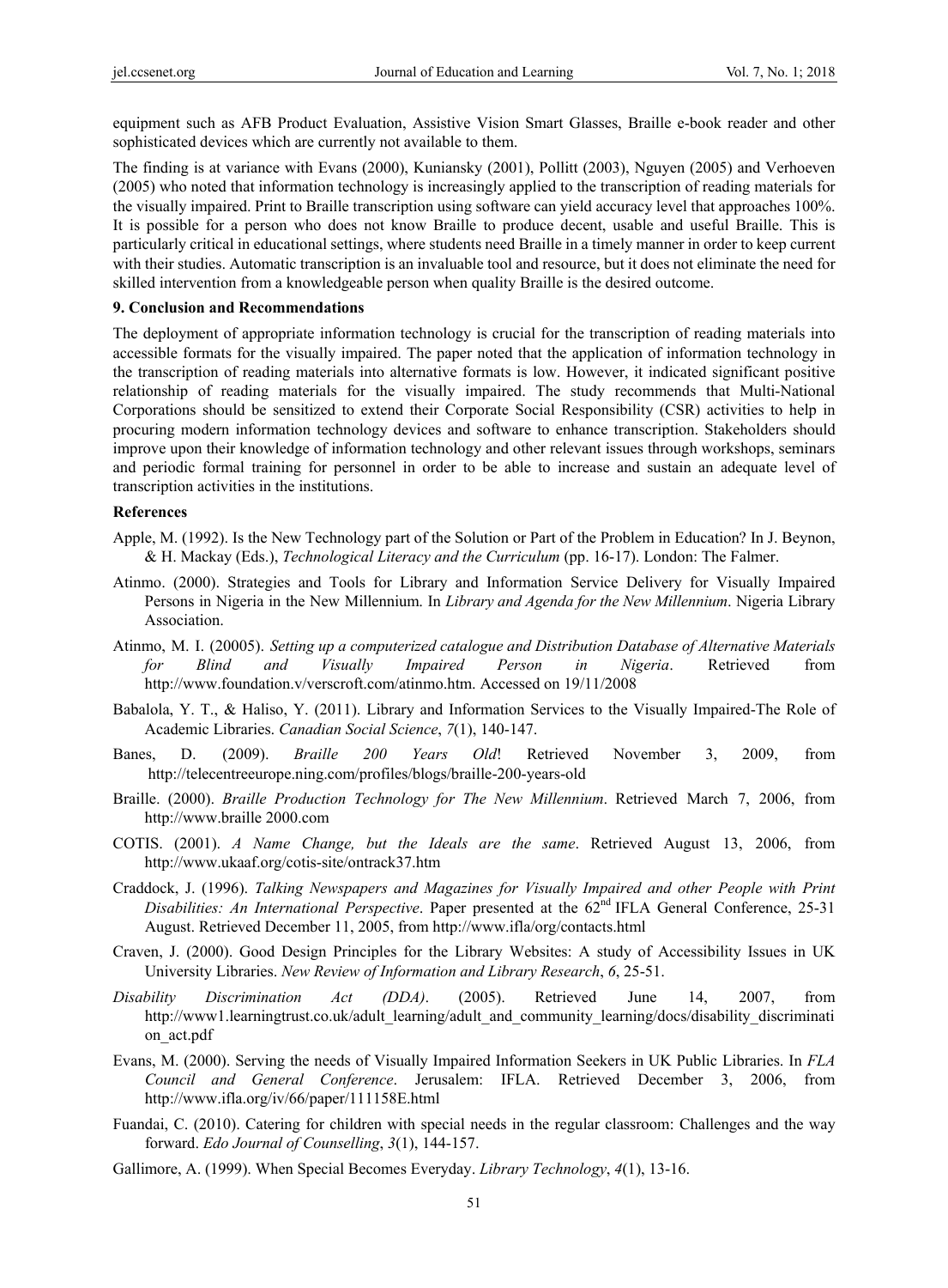equipment such as AFB Product Evaluation, Assistive Vision Smart Glasses, Braille e-book reader and other sophisticated devices which are currently not available to them.

The finding is at variance with Evans (2000), Kuniansky (2001), Pollitt (2003), Nguyen (2005) and Verhoeven (2005) who noted that information technology is increasingly applied to the transcription of reading materials for the visually impaired. Print to Braille transcription using software can yield accuracy level that approaches 100%. It is possible for a person who does not know Braille to produce decent, usable and useful Braille. This is particularly critical in educational settings, where students need Braille in a timely manner in order to keep current with their studies. Automatic transcription is an invaluable tool and resource, but it does not eliminate the need for skilled intervention from a knowledgeable person when quality Braille is the desired outcome.

## 9. Conclusion and Recommendations

The deployment of appropriate information technology is crucial for the transcription of reading materials into accessible formats for the visually impaired. The paper noted that the application of information technology in the transcription of reading materials into alternative formats is low. However, it indicated significant positive relationship of reading materials for the visually impaired. The study recommends that Multi-National Corporations should be sensitized to extend their Corporate Social Responsibility (CSR) activities to help in procuring modern information technology devices and software to enhance transcription. Stakeholders should improve upon their knowledge of information technology and other relevant issues through workshops, seminars and periodic formal training for personnel in order to be able to increase and sustain an adequate level of transcription activities in the institutions.

## References

Apple, M. (1992). Is the New Technology part of the Solution or Part of the Problem in Education? In J. Beynon, & H. Mackay (Eds.), *Technological Literacy and the Curriculum* (pp. 16-17). London: The Falmer.

Atinmo. (2000). Strategies and Tools for Library and Information Service Delivery for Visually Impaired Persons in Nigeria in the New Millennium. In *Library and Agenda for the New Millennium*. Nigeria Library Association.

Atinmo, M. I. (20005). *Setting up a computerized catalogue and Distribution Database of Alternative Materials for Blind and Visually Impaired Person in Nigeria*. Retrieved from http://www.foundation.v/verscroft.com/atinmo.htm. Accessed on 19/11/2008

Babalola, Y. T., & Haliso, Y. (2011). Library and Information Services to the Visually Impaired-The Role of Academic Libraries. *Canadian Social Science*, *7*(1), 140-147.

Banes, D. (2009). *Braille 200 Years Old*! Retrieved November 3, 2009, from http://telecentreeurope.ning.com/profiles/blogs/braille-200-years-old

Braille. (2000). *Braille Production Technology for The New Millennium*. Retrieved March 7, 2006, from http://www.braille 2000.com

COTIS. (2001). *A Name Change, but the Ideals are the same*. Retrieved August 13, 2006, from http://www.ukaaf.org/cotis-site/ontrack37.htm

Craddock, J. (1996). *Talking Newspapers and Magazines for Visually Impaired and other People with Print Disabilities: An International Perspective*. Paper presented at the 62nd IFLA General Conference, 25-31 August. Retrieved December 11, 2005, from http://www.ifla/org/contacts.html

Craven, J. (2000). Good Design Principles for the Library Websites: A study of Accessibility Issues in UK University Libraries. *New Review of Information and Library Research*, *6*, 25-51.

*Disability Discrimination Act (DDA)*. (2005). Retrieved June 14, 2007, from http://www1.learningtrust.co.uk/adult_learning/adult_and_community_learning/docs/disability_discrimination_act.pdf

Evans, M. (2000). Serving the needs of Visually Impaired Information Seekers in UK Public Libraries. In *FLA Council and General Conference*. Jerusalem: IFLA. Retrieved December 3, 2006, from http://www.ifla.org/iv/66/paper/111158E.html

Fuandai, C. (2010). Catering for children with special needs in the regular classroom: Challenges and the way forward. *Edo Journal of Counselling*, *3*(1), 144-157.

Gallimore, A. (1999). When Special Becomes Everyday. *Library Technology*, *4*(1), 13-16.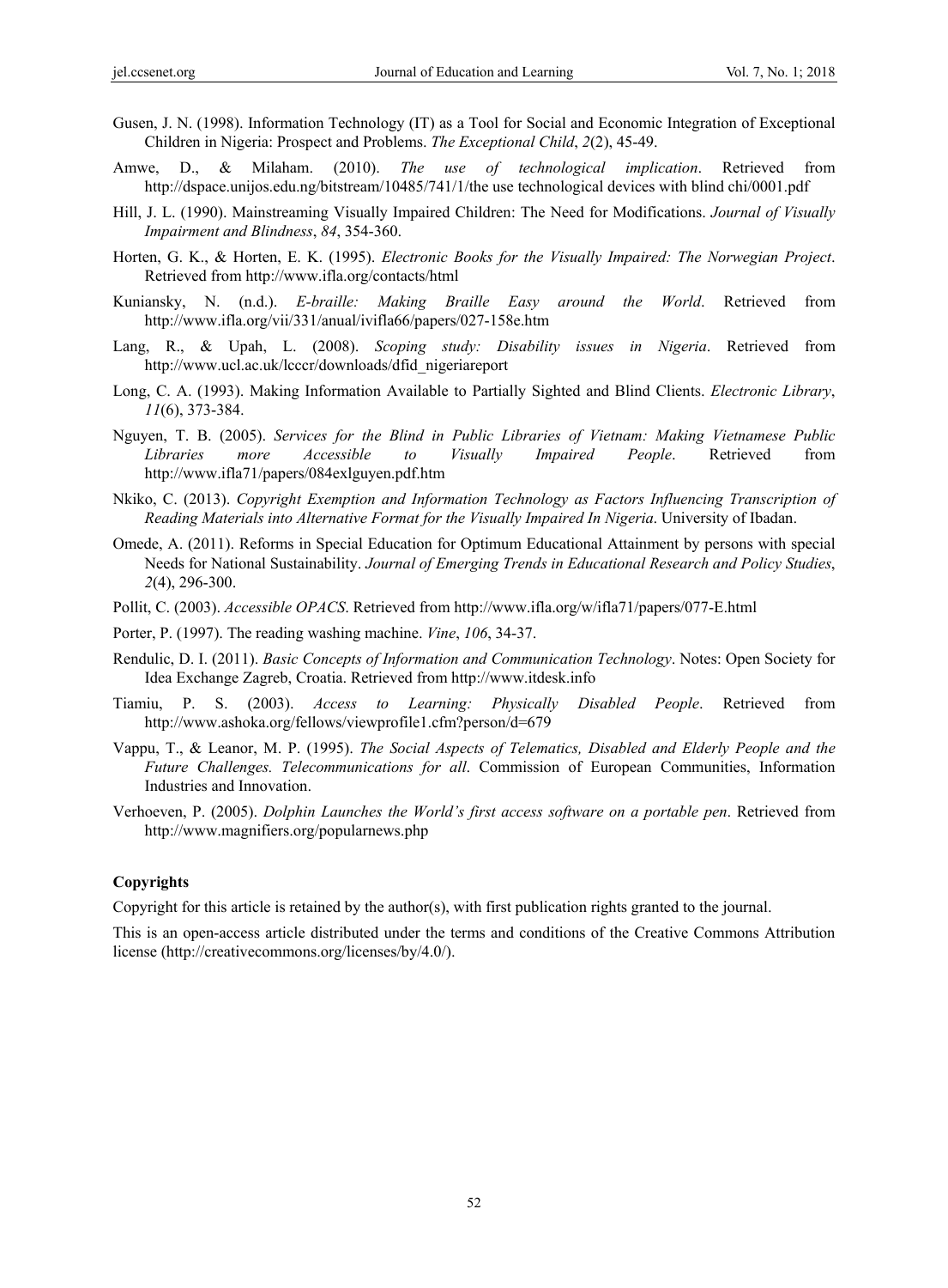Gusen, J. N. (1998). Information Technology (IT) as a Tool for Social and Economic Integration of Exceptional Children in Nigeria: Prospect and Problems. *The Exceptional Child*, *2*(2), 45-49.

Amwe, D., & Milaham. (2010). *The use of technological implication*. Retrieved from http://dspace.unijos.edu.ng/bitstream/10485/741/1/the use technological devices with blind chi/0001.pdf

Hill, J. L. (1990). Mainstreaming Visually Impaired Children: The Need for Modifications. *Journal of Visually Impairment and Blindness*, *84*, 354-360.

Horten, G. K., & Horten, E. K. (1995). *Electronic Books for the Visually Impaired: The Norwegian Project*. Retrieved from http://www.ifla.org/contacts/html

Kuniansky, N. (n.d.). *E-braille: Making Braille Easy around the World*. Retrieved from http://www.ifla.org/vii/331/anual/ivifla66/papers/027-158e.htm

Lang, R., & Upah, L. (2008). *Scoping study: Disability issues in Nigeria*. Retrieved from http://www.ucl.ac.uk/lcccr/downloads/dfid_nigeriareport

Long, C. A. (1993). Making Information Available to Partially Sighted and Blind Clients. *Electronic Library*, *11*(6), 373-384.

Nguyen, T. B. (2005). *Services for the Blind in Public Libraries of Vietnam: Making Vietnamese Public Libraries more Accessible to Visually Impaired People*. Retrieved from http://www.ifla71/papers/084exlguyen.pdf.htm

Nkiko, C. (2013). *Copyright Exemption and Information Technology as Factors Influencing Transcription of Reading Materials into Alternative Format for the Visually Impaired In Nigeria*. University of Ibadan.

Omede, A. (2011). Reforms in Special Education for Optimum Educational Attainment by persons with special Needs for National Sustainability. *Journal of Emerging Trends in Educational Research and Policy Studies*, *2*(4), 296-300.

Pollit, C. (2003). *Accessible OPACS*. Retrieved from http://www.ifla.org/w/ifla71/papers/077-E.html

Porter, P. (1997). The reading washing machine. *Vine*, *106*, 34-37.

Rendulic, D. I. (2011). *Basic Concepts of Information and Communication Technology*. Notes: Open Society for Idea Exchange Zagreb, Croatia. Retrieved from http://www.itdesk.info

Tiamiu, P. S. (2003). *Access to Learning: Physically Disabled People*. Retrieved from http://www.ashoka.org/fellows/viewprofile1.cfm?person/d=679

Vappu, T., & Leanor, M. P. (1995). *The Social Aspects of Telematics, Disabled and Elderly People and the Future Challenges. Telecommunications for all*. Commission of European Communities, Information Industries and Innovation.

Verhoeven, P. (2005). *Dolphin Launches the World's first access software on a portable pen*. Retrieved from http://www.magnifiers.org/popularnews.php

**Copyrights**

Copyright for this article is retained by the author(s), with first publication rights granted to the journal.

This is an open-access article distributed under the terms and conditions of the Creative Commons Attribution license (http://creativecommons.org/licenses/by/4.0/).